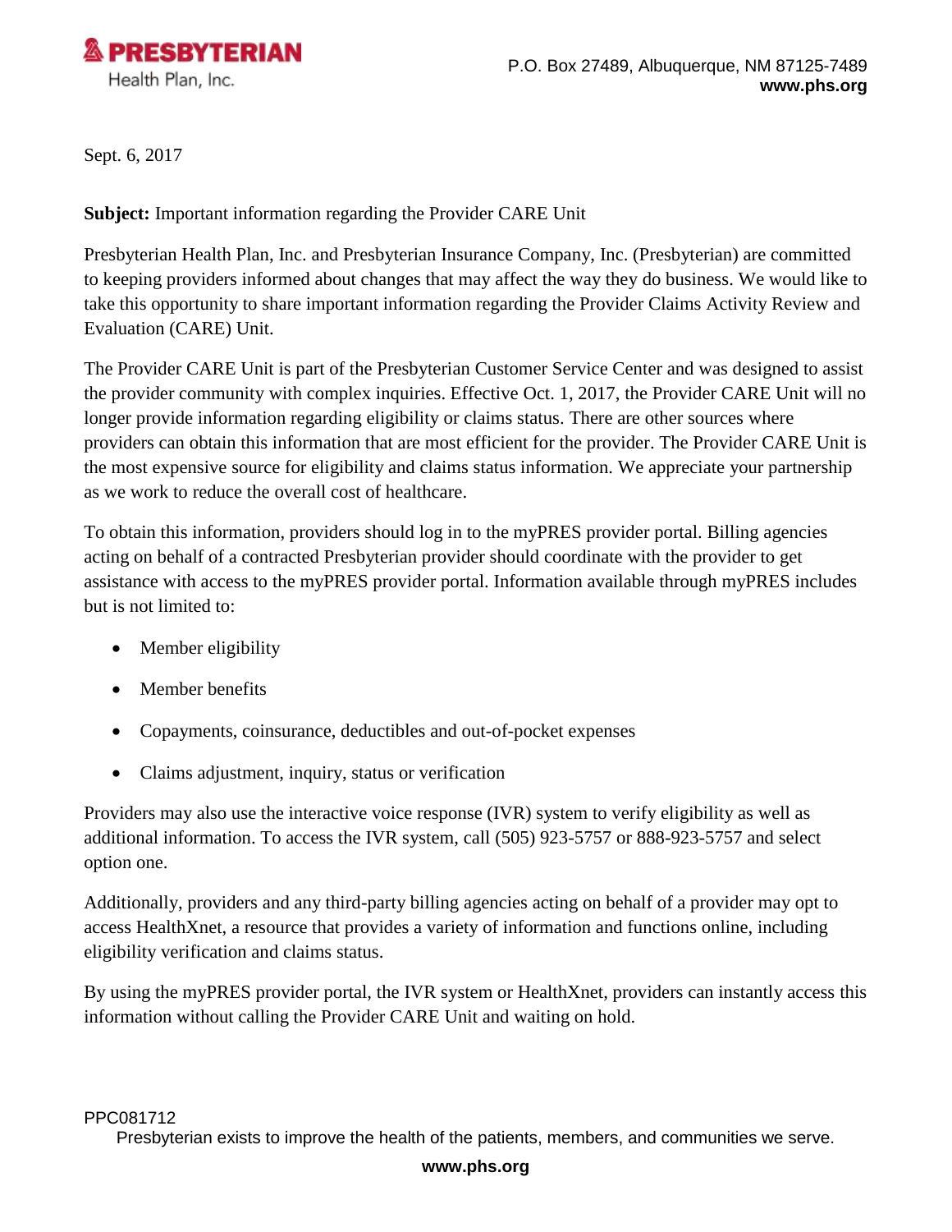**PRESBYTERIAN**
Health Plan, Inc.

P.O. Box 27489, Albuquerque, NM 87125-7489
**www.phs.org**

Sept. 6, 2017

**Subject:** Important information regarding the Provider CARE Unit

Presbyterian Health Plan, Inc. and Presbyterian Insurance Company, Inc. (Presbyterian) are committed to keeping providers informed about changes that may affect the way they do business. We would like to take this opportunity to share important information regarding the Provider Claims Activity Review and Evaluation (CARE) Unit.

The Provider CARE Unit is part of the Presbyterian Customer Service Center and was designed to assist the provider community with complex inquiries. Effective Oct. 1, 2017, the Provider CARE Unit will no longer provide information regarding eligibility or claims status. There are other sources where providers can obtain this information that are most efficient for the provider. The Provider CARE Unit is the most expensive source for eligibility and claims status information. We appreciate your partnership as we work to reduce the overall cost of healthcare.

To obtain this information, providers should log in to the myPRES provider portal. Billing agencies acting on behalf of a contracted Presbyterian provider should coordinate with the provider to get assistance with access to the myPRES provider portal. Information available through myPRES includes but is not limited to:

- Member eligibility
- Member benefits
- Copayments, coinsurance, deductibles and out-of-pocket expenses
- Claims adjustment, inquiry, status or verification

Providers may also use the interactive voice response (IVR) system to verify eligibility as well as additional information. To access the IVR system, call (505) 923-5757 or 888-923-5757 and select option one.

Additionally, providers and any third-party billing agencies acting on behalf of a provider may opt to access HealthXnet, a resource that provides a variety of information and functions online, including eligibility verification and claims status.

By using the myPRES provider portal, the IVR system or HealthXnet, providers can instantly access this information without calling the Provider CARE Unit and waiting on hold.

PPC081712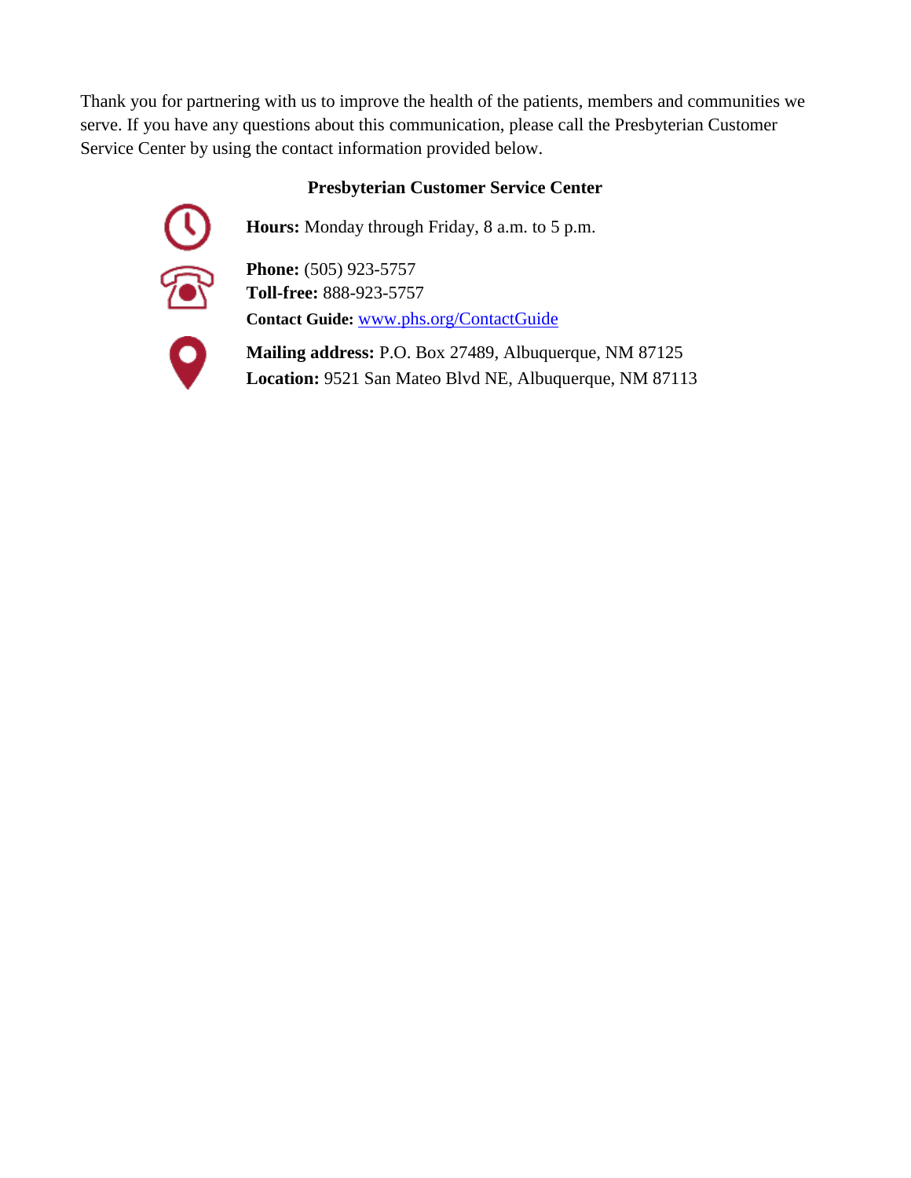Thank you for partnering with us to improve the health of the patients, members and communities we serve. If you have any questions about this communication, please call the Presbyterian Customer Service Center by using the contact information provided below.

**Presbyterian Customer Service Center**

**Hours:** Monday through Friday, 8 a.m. to 5 p.m.

**Phone:** (505) 923-5757
**Toll-free:** 888-923-5757
**Contact Guide:** [www.phs.org/ContactGuide](http://www.phs.org/ContactGuide)

**Mailing address:** P.O. Box 27489, Albuquerque, NM 87125
**Location:** 9521 San Mateo Blvd NE, Albuquerque, NM 87113